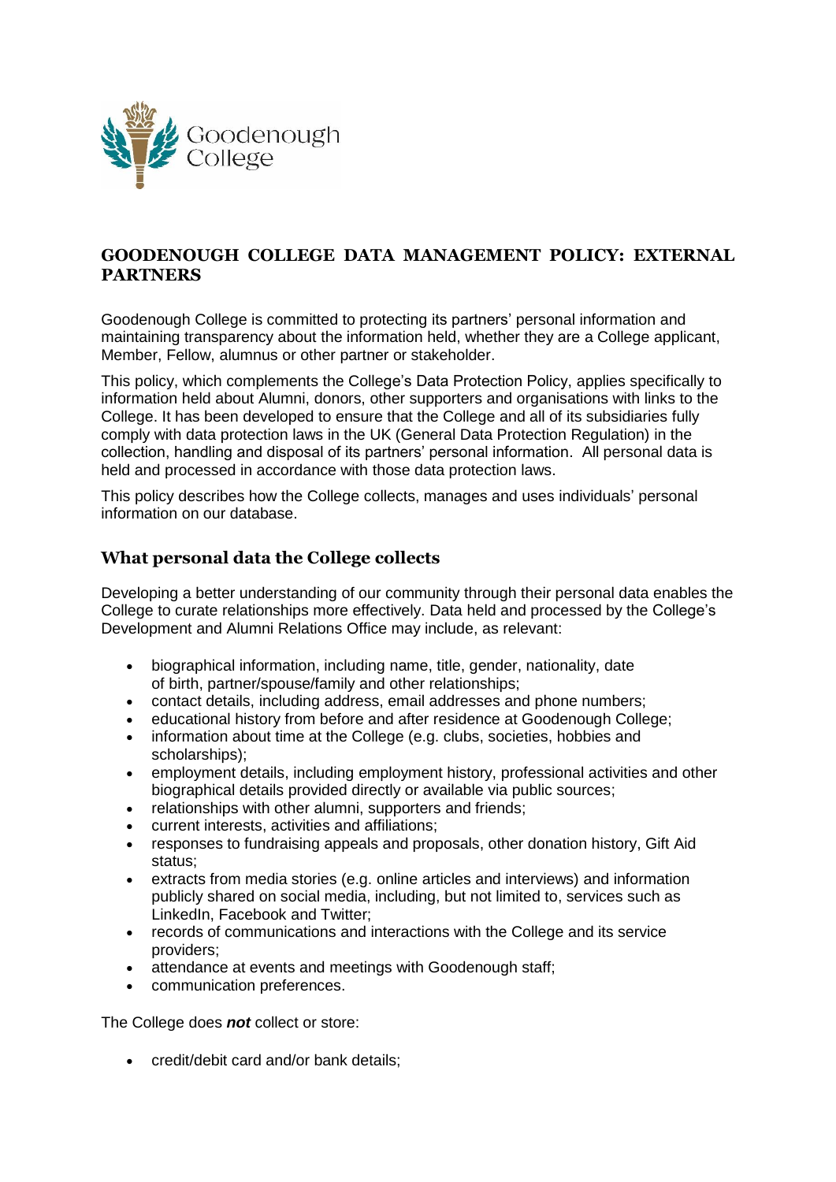Goodenough College

# GOODENOUGH COLLEGE DATA MANAGEMENT POLICY: EXTERNAL PARTNERS

Goodenough College is committed to protecting its partners' personal information and maintaining transparency about the information held, whether they are a College applicant, Member, Fellow, alumnus or other partner or stakeholder.

This policy, which complements the College's Data Protection Policy, applies specifically to information held about Alumni, donors, other supporters and organisations with links to the College. It has been developed to ensure that the College and all of its subsidiaries fully comply with data protection laws in the UK (General Data Protection Regulation) in the collection, handling and disposal of its partners' personal information. All personal data is held and processed in accordance with those data protection laws.

This policy describes how the College collects, manages and uses individuals' personal information on our database.

## What personal data the College collects

Developing a better understanding of our community through their personal data enables the College to curate relationships more effectively. Data held and processed by the College's Development and Alumni Relations Office may include, as relevant:

- biographical information, including name, title, gender, nationality, date of birth, partner/spouse/family and other relationships;
- contact details, including address, email addresses and phone numbers;
- educational history from before and after residence at Goodenough College;
- information about time at the College (e.g. clubs, societies, hobbies and scholarships);
- employment details, including employment history, professional activities and other biographical details provided directly or available via public sources;
- relationships with other alumni, supporters and friends;
- current interests, activities and affiliations;
- responses to fundraising appeals and proposals, other donation history, Gift Aid status;
- extracts from media stories (e.g. online articles and interviews) and information publicly shared on social media, including, but not limited to, services such as LinkedIn, Facebook and Twitter;
- records of communications and interactions with the College and its service providers;
- attendance at events and meetings with Goodenough staff;
- communication preferences.

The College does ***not*** collect or store:

- credit/debit card and/or bank details;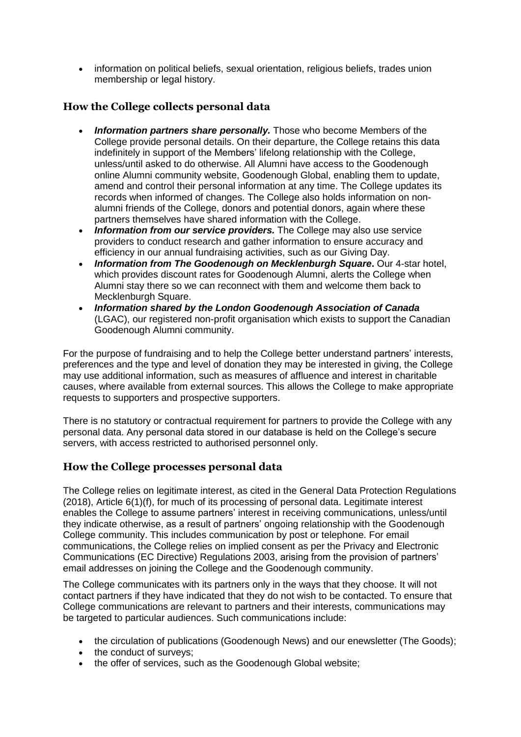- information on political beliefs, sexual orientation, religious beliefs, trades union membership or legal history.

## How the College collects personal data

- ***Information partners share personally.*** Those who become Members of the College provide personal details. On their departure, the College retains this data indefinitely in support of the Members' lifelong relationship with the College, unless/until asked to do otherwise. All Alumni have access to the Goodenough online Alumni community website, Goodenough Global, enabling them to update, amend and control their personal information at any time. The College updates its records when informed of changes. The College also holds information on non-alumni friends of the College, donors and potential donors, again where these partners themselves have shared information with the College.
- ***Information from our service providers.*** The College may also use service providers to conduct research and gather information to ensure accuracy and efficiency in our annual fundraising activities, such as our Giving Day.
- ***Information from The Goodenough on Mecklenburgh Square*****.** Our 4-star hotel, which provides discount rates for Goodenough Alumni, alerts the College when Alumni stay there so we can reconnect with them and welcome them back to Mecklenburgh Square.
- ***Information shared by the London Goodenough Association of Canada*** (LGAC), our registered non-profit organisation which exists to support the Canadian Goodenough Alumni community.

For the purpose of fundraising and to help the College better understand partners' interests, preferences and the type and level of donation they may be interested in giving, the College may use additional information, such as measures of affluence and interest in charitable causes, where available from external sources. This allows the College to make appropriate requests to supporters and prospective supporters.

There is no statutory or contractual requirement for partners to provide the College with any personal data. Any personal data stored in our database is held on the College's secure servers, with access restricted to authorised personnel only.

## How the College processes personal data

The College relies on legitimate interest, as cited in the General Data Protection Regulations (2018), Article 6(1)(f), for much of its processing of personal data. Legitimate interest enables the College to assume partners' interest in receiving communications, unless/until they indicate otherwise, as a result of partners' ongoing relationship with the Goodenough College community. This includes communication by post or telephone. For email communications, the College relies on implied consent as per the Privacy and Electronic Communications (EC Directive) Regulations 2003, arising from the provision of partners' email addresses on joining the College and the Goodenough community.

The College communicates with its partners only in the ways that they choose. It will not contact partners if they have indicated that they do not wish to be contacted. To ensure that College communications are relevant to partners and their interests, communications may be targeted to particular audiences. Such communications include:

- the circulation of publications (Goodenough News) and our enewsletter (The Goods);
- the conduct of surveys;
- the offer of services, such as the Goodenough Global website;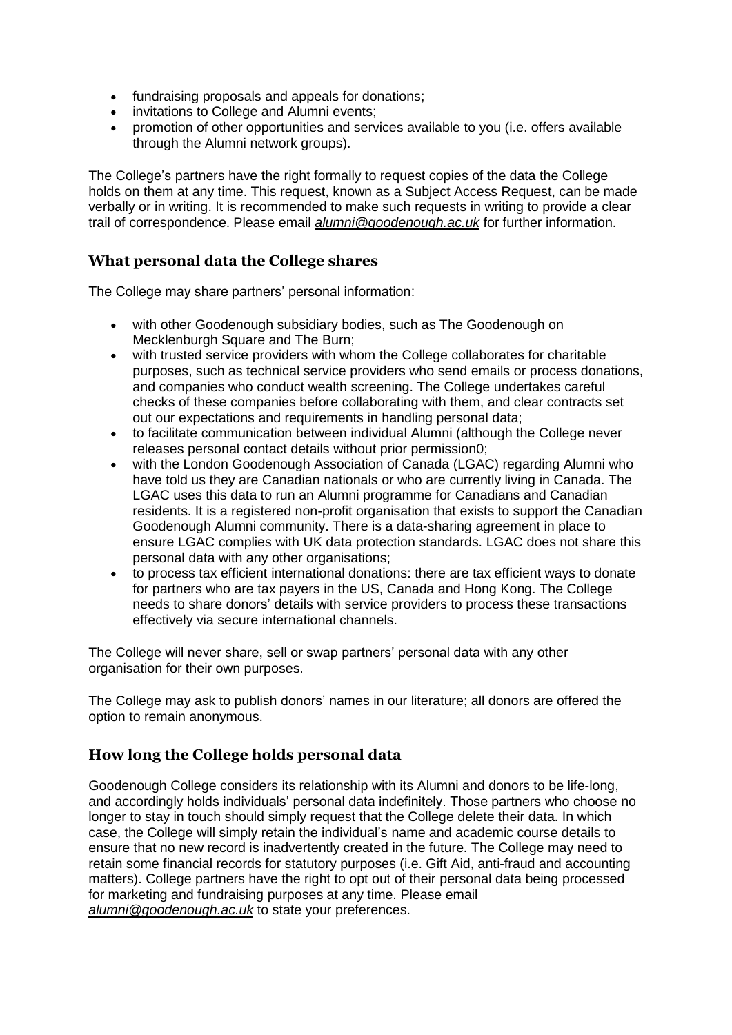- fundraising proposals and appeals for donations;
- invitations to College and Alumni events;
- promotion of other opportunities and services available to you (i.e. offers available through the Alumni network groups).

The College's partners have the right formally to request copies of the data the College holds on them at any time. This request, known as a Subject Access Request, can be made verbally or in writing. It is recommended to make such requests in writing to provide a clear trail of correspondence. Please email *alumni@goodenough.ac.uk* for further information.

## What personal data the College shares

The College may share partners' personal information:

- with other Goodenough subsidiary bodies, such as The Goodenough on Mecklenburgh Square and The Burn;
- with trusted service providers with whom the College collaborates for charitable purposes, such as technical service providers who send emails or process donations, and companies who conduct wealth screening. The College undertakes careful checks of these companies before collaborating with them, and clear contracts set out our expectations and requirements in handling personal data;
- to facilitate communication between individual Alumni (although the College never releases personal contact details without prior permission0;
- with the London Goodenough Association of Canada (LGAC) regarding Alumni who have told us they are Canadian nationals or who are currently living in Canada. The LGAC uses this data to run an Alumni programme for Canadians and Canadian residents. It is a registered non-profit organisation that exists to support the Canadian Goodenough Alumni community. There is a data-sharing agreement in place to ensure LGAC complies with UK data protection standards. LGAC does not share this personal data with any other organisations;
- to process tax efficient international donations: there are tax efficient ways to donate for partners who are tax payers in the US, Canada and Hong Kong. The College needs to share donors' details with service providers to process these transactions effectively via secure international channels.

The College will never share, sell or swap partners' personal data with any other organisation for their own purposes.

The College may ask to publish donors' names in our literature; all donors are offered the option to remain anonymous.

## How long the College holds personal data

Goodenough College considers its relationship with its Alumni and donors to be life-long, and accordingly holds individuals' personal data indefinitely. Those partners who choose no longer to stay in touch should simply request that the College delete their data. In which case, the College will simply retain the individual's name and academic course details to ensure that no new record is inadvertently created in the future. The College may need to retain some financial records for statutory purposes (i.e. Gift Aid, anti-fraud and accounting matters). College partners have the right to opt out of their personal data being processed for marketing and fundraising purposes at any time. Please email *alumni@goodenough.ac.uk* to state your preferences.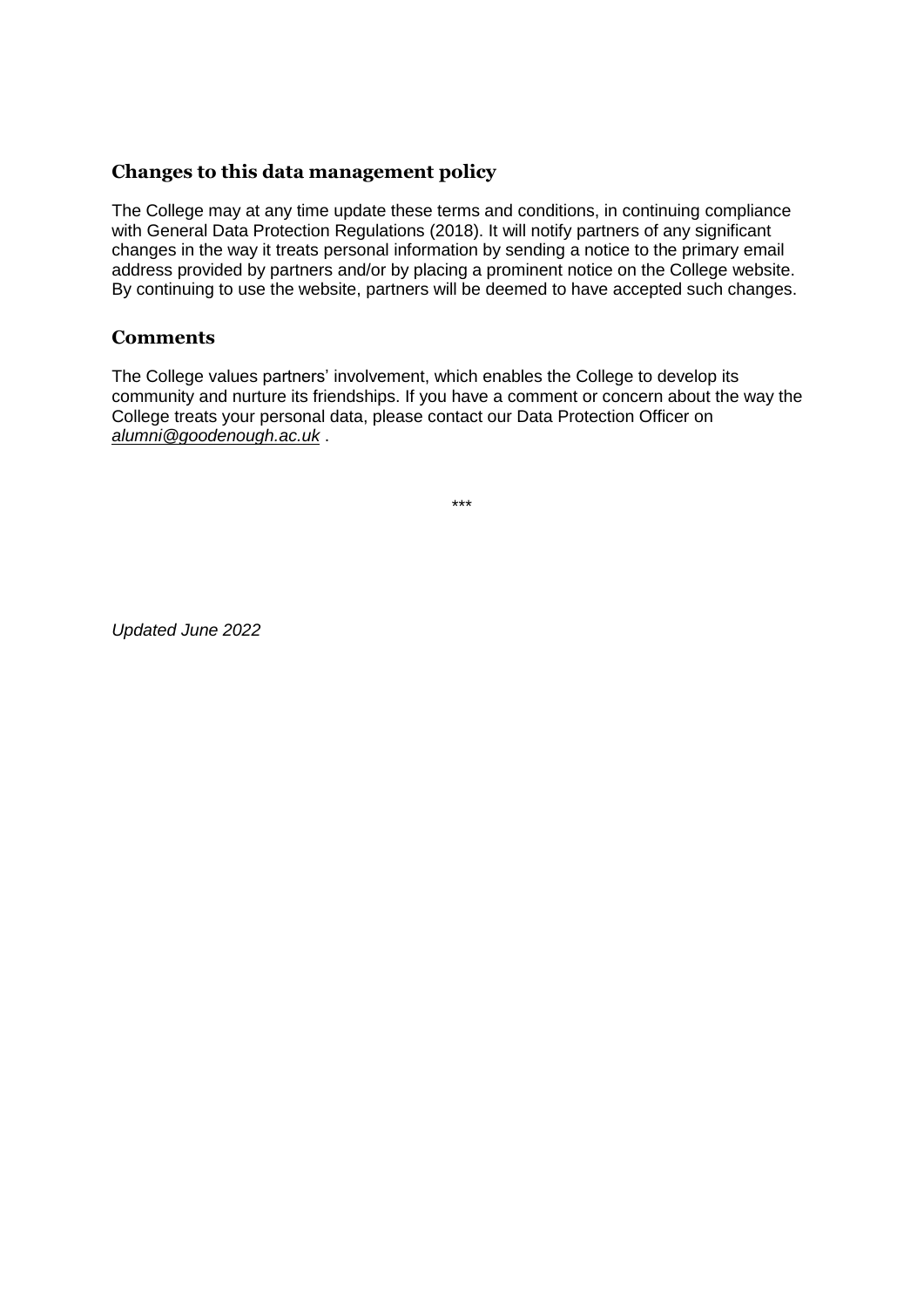## Changes to this data management policy

The College may at any time update these terms and conditions, in continuing compliance with General Data Protection Regulations (2018). It will notify partners of any significant changes in the way it treats personal information by sending a notice to the primary email address provided by partners and/or by placing a prominent notice on the College website. By continuing to use the website, partners will be deemed to have accepted such changes.

## Comments

The College values partners' involvement, which enables the College to develop its community and nurture its friendships. If you have a comment or concern about the way the College treats your personal data, please contact our Data Protection Officer on *alumni@goodenough.ac.uk* .

***

*Updated June 2022*